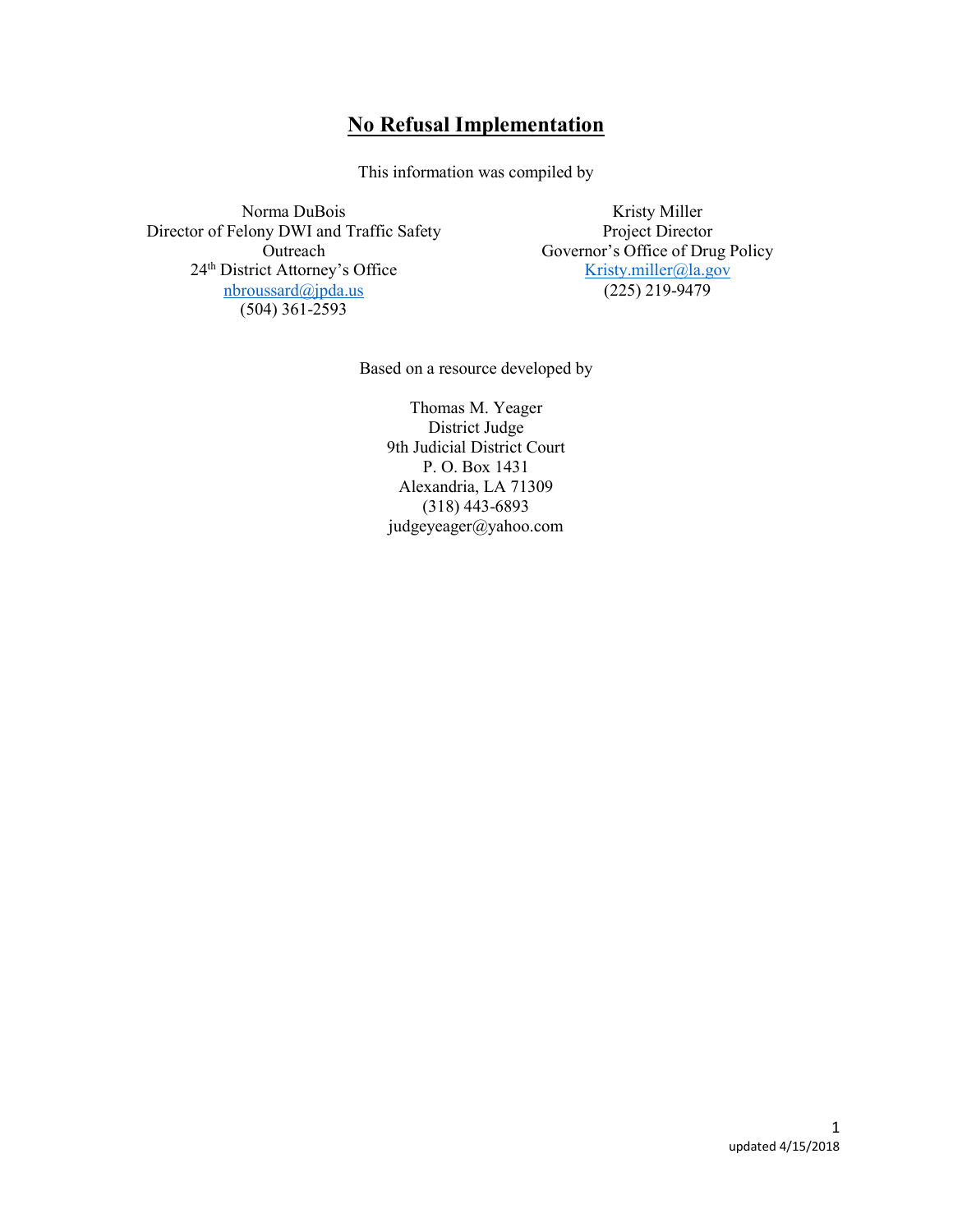# No Refusal Implementation

This information was compiled by

Norma DuBois
Director of Felony DWI and Traffic Safety Outreach
24th District Attorney's Office
nbroussard@jpda.us
(504) 361-2593

Kristy Miller
Project Director
Governor's Office of Drug Policy
Kristy.miller@la.gov
(225) 219-9479

Based on a resource developed by

Thomas M. Yeager
District Judge
9th Judicial District Court
P. O. Box 1431
Alexandria, LA 71309
(318) 443-6893
judgeyeager@yahoo.com

updated 4/15/2018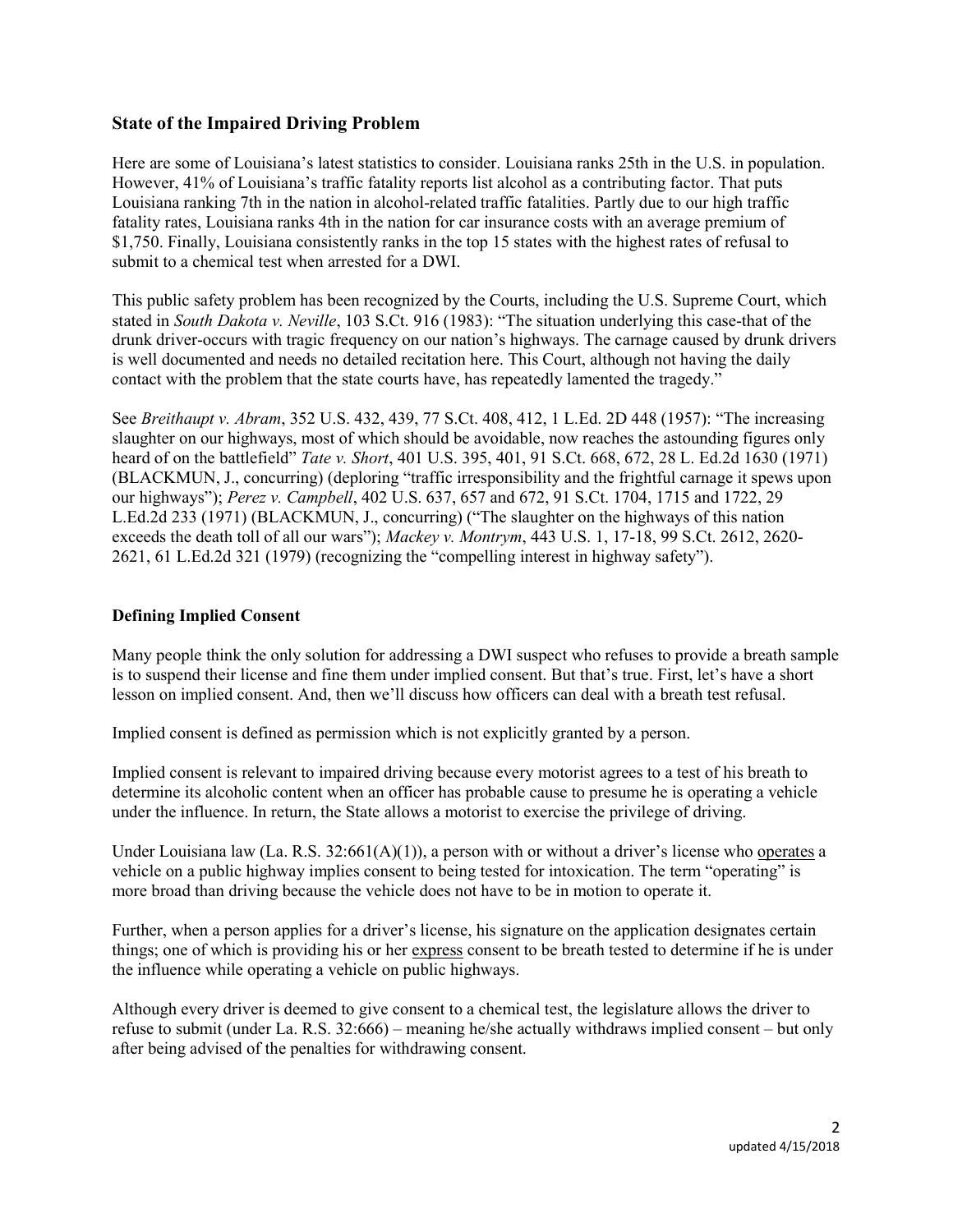## State of the Impaired Driving Problem

Here are some of Louisiana's latest statistics to consider. Louisiana ranks 25th in the U.S. in population. However, 41% of Louisiana's traffic fatality reports list alcohol as a contributing factor. That puts Louisiana ranking 7th in the nation in alcohol-related traffic fatalities. Partly due to our high traffic fatality rates, Louisiana ranks 4th in the nation for car insurance costs with an average premium of $1,750. Finally, Louisiana consistently ranks in the top 15 states with the highest rates of refusal to submit to a chemical test when arrested for a DWI.

This public safety problem has been recognized by the Courts, including the U.S. Supreme Court, which stated in *South Dakota v. Neville*, 103 S.Ct. 916 (1983): "The situation underlying this case-that of the drunk driver-occurs with tragic frequency on our nation's highways. The carnage caused by drunk drivers is well documented and needs no detailed recitation here. This Court, although not having the daily contact with the problem that the state courts have, has repeatedly lamented the tragedy."

See *Breithaupt v. Abram*, 352 U.S. 432, 439, 77 S.Ct. 408, 412, 1 L.Ed. 2D 448 (1957): "The increasing slaughter on our highways, most of which should be avoidable, now reaches the astounding figures only heard of on the battlefield" *Tate v. Short*, 401 U.S. 395, 401, 91 S.Ct. 668, 672, 28 L. Ed.2d 1630 (1971) (BLACKMUN, J., concurring) (deploring "traffic irresponsibility and the frightful carnage it spews upon our highways"); *Perez v. Campbell*, 402 U.S. 637, 657 and 672, 91 S.Ct. 1704, 1715 and 1722, 29 L.Ed.2d 233 (1971) (BLACKMUN, J., concurring) ("The slaughter on the highways of this nation exceeds the death toll of all our wars"); *Mackey v. Montrym*, 443 U.S. 1, 17-18, 99 S.Ct. 2612, 2620-2621, 61 L.Ed.2d 321 (1979) (recognizing the "compelling interest in highway safety").

## Defining Implied Consent

Many people think the only solution for addressing a DWI suspect who refuses to provide a breath sample is to suspend their license and fine them under implied consent. But that's true. First, let's have a short lesson on implied consent. And, then we'll discuss how officers can deal with a breath test refusal.

Implied consent is defined as permission which is not explicitly granted by a person.

Implied consent is relevant to impaired driving because every motorist agrees to a test of his breath to determine its alcoholic content when an officer has probable cause to presume he is operating a vehicle under the influence. In return, the State allows a motorist to exercise the privilege of driving.

Under Louisiana law (La. R.S. 32:661(A)(1)), a person with or without a driver's license who <u>operates</u> a vehicle on a public highway implies consent to being tested for intoxication. The term "operating" is more broad than driving because the vehicle does not have to be in motion to operate it.

Further, when a person applies for a driver's license, his signature on the application designates certain things; one of which is providing his or her <u>express</u> consent to be breath tested to determine if he is under the influence while operating a vehicle on public highways.

Although every driver is deemed to give consent to a chemical test, the legislature allows the driver to refuse to submit (under La. R.S. 32:666) – meaning he/she actually withdraws implied consent – but only after being advised of the penalties for withdrawing consent.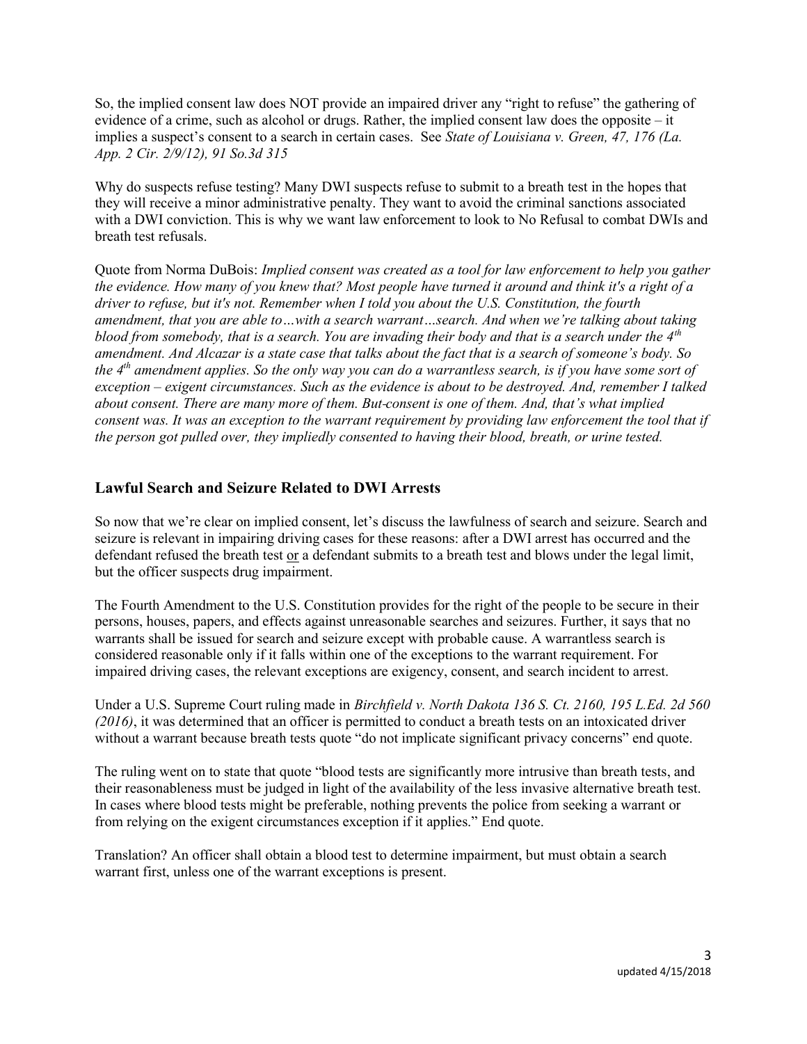So, the implied consent law does NOT provide an impaired driver any "right to refuse" the gathering of evidence of a crime, such as alcohol or drugs. Rather, the implied consent law does the opposite – it implies a suspect's consent to a search in certain cases. See *State of Louisiana v. Green, 47, 176 (La. App. 2 Cir. 2/9/12), 91 So.3d 315*

Why do suspects refuse testing? Many DWI suspects refuse to submit to a breath test in the hopes that they will receive a minor administrative penalty. They want to avoid the criminal sanctions associated with a DWI conviction. This is why we want law enforcement to look to No Refusal to combat DWIs and breath test refusals.

Quote from Norma DuBois: *Implied consent was created as a tool for law enforcement to help you gather the evidence. How many of you knew that? Most people have turned it around and think it's a right of a driver to refuse, but it's not. Remember when I told you about the U.S. Constitution, the fourth amendment, that you are able to…with a search warrant…search. And when we're talking about taking blood from somebody, that is a search. You are invading their body and that is a search under the 4th amendment. And Alcazar is a state case that talks about the fact that is a search of someone's body. So the 4th amendment applies. So the only way you can do a warrantless search, is if you have some sort of exception – exigent circumstances. Such as the evidence is about to be destroyed. And, remember I talked about consent. There are many more of them. But consent is one of them. And, that's what implied consent was. It was an exception to the warrant requirement by providing law enforcement the tool that if the person got pulled over, they impliedly consented to having their blood, breath, or urine tested.*

## Lawful Search and Seizure Related to DWI Arrests

So now that we're clear on implied consent, let's discuss the lawfulness of search and seizure. Search and seizure is relevant in impairing driving cases for these reasons: after a DWI arrest has occurred and the defendant refused the breath test <u>or</u> a defendant submits to a breath test and blows under the legal limit, but the officer suspects drug impairment.

The Fourth Amendment to the U.S. Constitution provides for the right of the people to be secure in their persons, houses, papers, and effects against unreasonable searches and seizures. Further, it says that no warrants shall be issued for search and seizure except with probable cause. A warrantless search is considered reasonable only if it falls within one of the exceptions to the warrant requirement. For impaired driving cases, the relevant exceptions are exigency, consent, and search incident to arrest.

Under a U.S. Supreme Court ruling made in *Birchfield v. North Dakota 136 S. Ct. 2160, 195 L.Ed. 2d 560 (2016)*, it was determined that an officer is permitted to conduct a breath tests on an intoxicated driver without a warrant because breath tests quote "do not implicate significant privacy concerns" end quote.

The ruling went on to state that quote "blood tests are significantly more intrusive than breath tests, and their reasonableness must be judged in light of the availability of the less invasive alternative breath test. In cases where blood tests might be preferable, nothing prevents the police from seeking a warrant or from relying on the exigent circumstances exception if it applies." End quote.

Translation? An officer shall obtain a blood test to determine impairment, but must obtain a search warrant first, unless one of the warrant exceptions is present.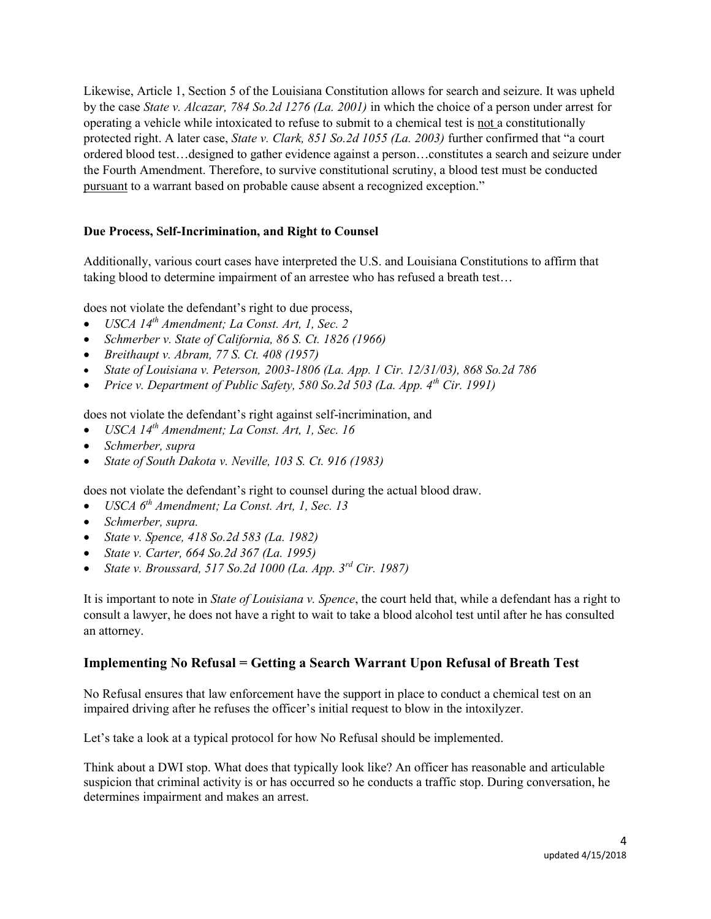Likewise, Article 1, Section 5 of the Louisiana Constitution allows for search and seizure. It was upheld by the case *State v. Alcazar, 784 So.2d 1276 (La. 2001)* in which the choice of a person under arrest for operating a vehicle while intoxicated to refuse to submit to a chemical test is not a constitutionally protected right. A later case, *State v. Clark, 851 So.2d 1055 (La. 2003)* further confirmed that "a court ordered blood test…designed to gather evidence against a person…constitutes a search and seizure under the Fourth Amendment. Therefore, to survive constitutional scrutiny, a blood test must be conducted pursuant to a warrant based on probable cause absent a recognized exception."

**Due Process, Self-Incrimination, and Right to Counsel**

Additionally, various court cases have interpreted the U.S. and Louisiana Constitutions to affirm that taking blood to determine impairment of an arrestee who has refused a breath test…

does not violate the defendant's right to due process,

- *USCA 14th Amendment; La Const. Art, 1, Sec. 2*
- *Schmerber v. State of California, 86 S. Ct. 1826 (1966)*
- *Breithaupt v. Abram, 77 S. Ct. 408 (1957)*
- *State of Louisiana v. Peterson, 2003-1806 (La. App. 1 Cir. 12/31/03), 868 So.2d 786*
- *Price v. Department of Public Safety, 580 So.2d 503 (La. App. 4th Cir. 1991)*

does not violate the defendant's right against self-incrimination, and

- *USCA 14th Amendment; La Const. Art, 1, Sec. 16*
- *Schmerber, supra*
- *State of South Dakota v. Neville, 103 S. Ct. 916 (1983)*

does not violate the defendant's right to counsel during the actual blood draw.

- *USCA 6th Amendment; La Const. Art, 1, Sec. 13*
- *Schmerber, supra.*
- *State v. Spence, 418 So.2d 583 (La. 1982)*
- *State v. Carter, 664 So.2d 367 (La. 1995)*
- *State v. Broussard, 517 So.2d 1000 (La. App. 3rd Cir. 1987)*

It is important to note in *State of Louisiana v. Spence*, the court held that, while a defendant has a right to consult a lawyer, he does not have a right to wait to take a blood alcohol test until after he has consulted an attorney.

## Implementing No Refusal = Getting a Search Warrant Upon Refusal of Breath Test

No Refusal ensures that law enforcement have the support in place to conduct a chemical test on an impaired driving after he refuses the officer's initial request to blow in the intoxilyzer.

Let's take a look at a typical protocol for how No Refusal should be implemented.

Think about a DWI stop. What does that typically look like? An officer has reasonable and articulable suspicion that criminal activity is or has occurred so he conducts a traffic stop. During conversation, he determines impairment and makes an arrest.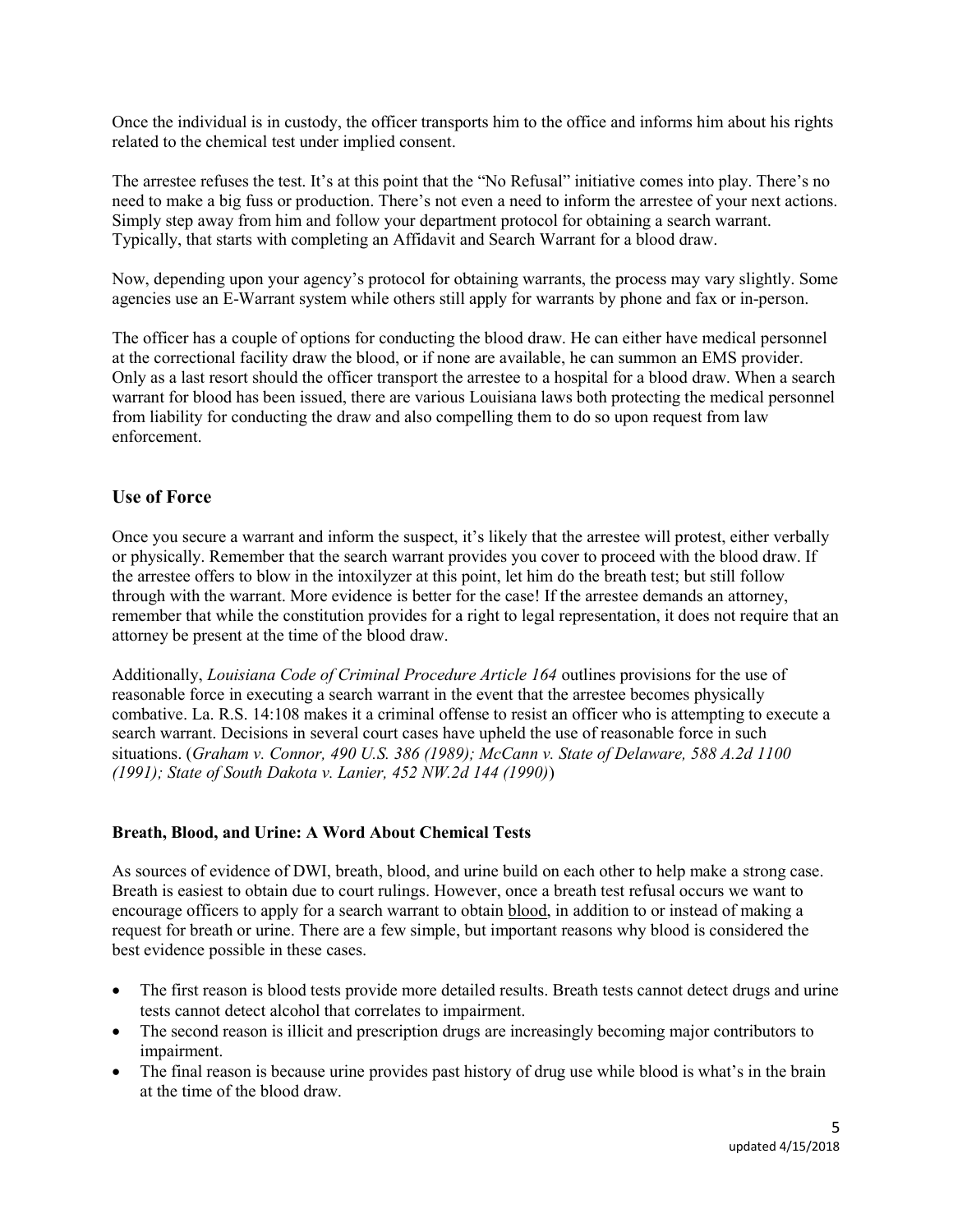Once the individual is in custody, the officer transports him to the office and informs him about his rights related to the chemical test under implied consent.

The arrestee refuses the test. It's at this point that the "No Refusal" initiative comes into play. There's no need to make a big fuss or production. There's not even a need to inform the arrestee of your next actions. Simply step away from him and follow your department protocol for obtaining a search warrant. Typically, that starts with completing an Affidavit and Search Warrant for a blood draw.

Now, depending upon your agency's protocol for obtaining warrants, the process may vary slightly. Some agencies use an E-Warrant system while others still apply for warrants by phone and fax or in-person.

The officer has a couple of options for conducting the blood draw. He can either have medical personnel at the correctional facility draw the blood, or if none are available, he can summon an EMS provider. Only as a last resort should the officer transport the arrestee to a hospital for a blood draw. When a search warrant for blood has been issued, there are various Louisiana laws both protecting the medical personnel from liability for conducting the draw and also compelling them to do so upon request from law enforcement.

## Use of Force

Once you secure a warrant and inform the suspect, it's likely that the arrestee will protest, either verbally or physically. Remember that the search warrant provides you cover to proceed with the blood draw. If the arrestee offers to blow in the intoxilyzer at this point, let him do the breath test; but still follow through with the warrant. More evidence is better for the case! If the arrestee demands an attorney, remember that while the constitution provides for a right to legal representation, it does not require that an attorney be present at the time of the blood draw.

Additionally, *Louisiana Code of Criminal Procedure Article 164* outlines provisions for the use of reasonable force in executing a search warrant in the event that the arrestee becomes physically combative. La. R.S. 14:108 makes it a criminal offense to resist an officer who is attempting to execute a search warrant. Decisions in several court cases have upheld the use of reasonable force in such situations. (*Graham v. Connor, 490 U.S. 386 (1989); McCann v. State of Delaware, 588 A.2d 1100 (1991); State of South Dakota v. Lanier, 452 NW.2d 144 (1990)*)

### Breath, Blood, and Urine: A Word About Chemical Tests

As sources of evidence of DWI, breath, blood, and urine build on each other to help make a strong case. Breath is easiest to obtain due to court rulings. However, once a breath test refusal occurs we want to encourage officers to apply for a search warrant to obtain <u>blood</u>, in addition to or instead of making a request for breath or urine. There are a few simple, but important reasons why blood is considered the best evidence possible in these cases.

- The first reason is blood tests provide more detailed results. Breath tests cannot detect drugs and urine tests cannot detect alcohol that correlates to impairment.
- The second reason is illicit and prescription drugs are increasingly becoming major contributors to impairment.
- The final reason is because urine provides past history of drug use while blood is what's in the brain at the time of the blood draw.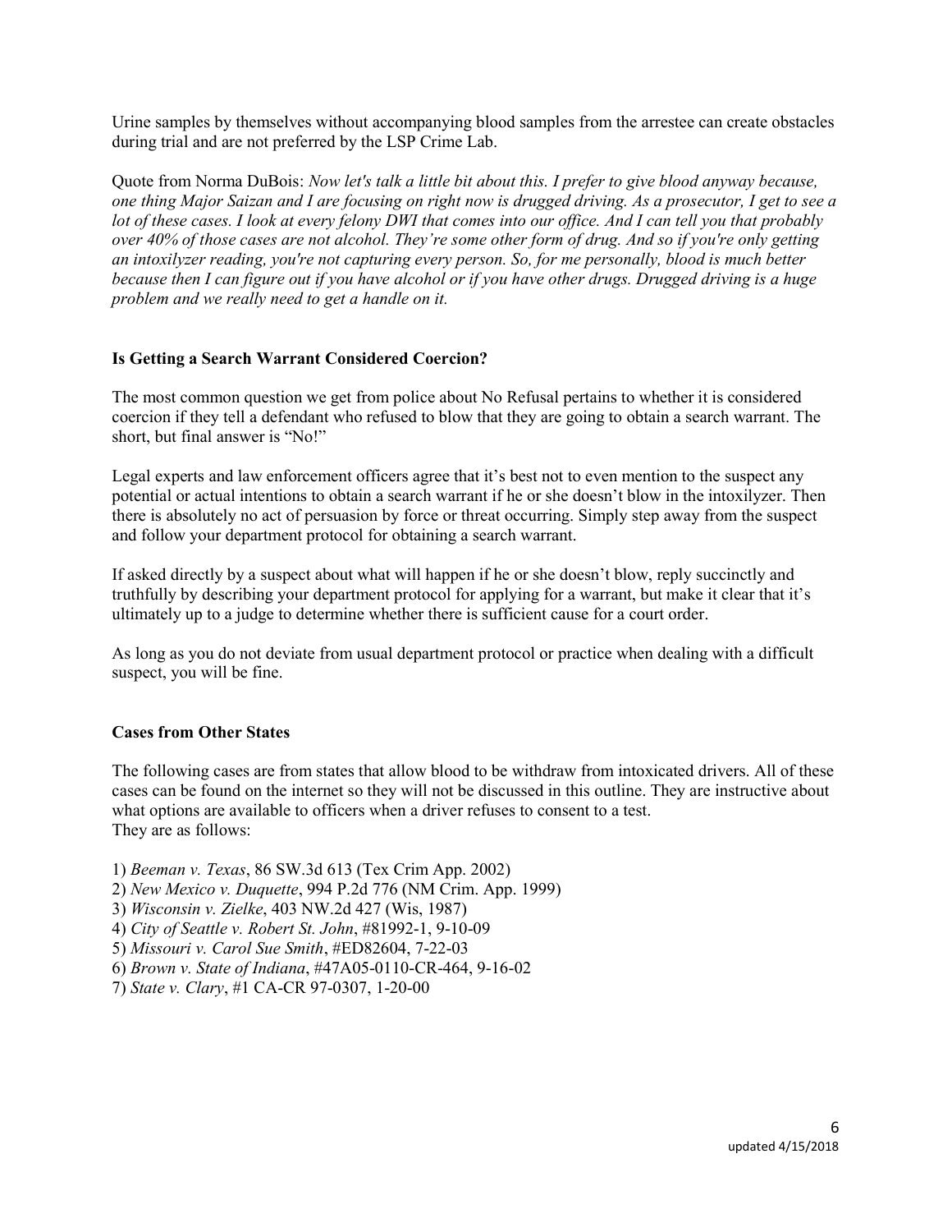Urine samples by themselves without accompanying blood samples from the arrestee can create obstacles during trial and are not preferred by the LSP Crime Lab.

Quote from Norma DuBois: *Now let's talk a little bit about this. I prefer to give blood anyway because, one thing Major Saizan and I are focusing on right now is drugged driving. As a prosecutor, I get to see a lot of these cases. I look at every felony DWI that comes into our office. And I can tell you that probably over 40% of those cases are not alcohol. They're some other form of drug. And so if you're only getting an intoxilyzer reading, you're not capturing every person. So, for me personally, blood is much better because then I can figure out if you have alcohol or if you have other drugs. Drugged driving is a huge problem and we really need to get a handle on it.*

**Is Getting a Search Warrant Considered Coercion?**

The most common question we get from police about No Refusal pertains to whether it is considered coercion if they tell a defendant who refused to blow that they are going to obtain a search warrant. The short, but final answer is "No!"

Legal experts and law enforcement officers agree that it's best not to even mention to the suspect any potential or actual intentions to obtain a search warrant if he or she doesn't blow in the intoxilyzer. Then there is absolutely no act of persuasion by force or threat occurring. Simply step away from the suspect and follow your department protocol for obtaining a search warrant.

If asked directly by a suspect about what will happen if he or she doesn't blow, reply succinctly and truthfully by describing your department protocol for applying for a warrant, but make it clear that it's ultimately up to a judge to determine whether there is sufficient cause for a court order.

As long as you do not deviate from usual department protocol or practice when dealing with a difficult suspect, you will be fine.

**Cases from Other States**

The following cases are from states that allow blood to be withdraw from intoxicated drivers. All of these cases can be found on the internet so they will not be discussed in this outline. They are instructive about what options are available to officers when a driver refuses to consent to a test.
They are as follows:

1) *Beeman v. Texas*, 86 SW.3d 613 (Tex Crim App. 2002)
2) *New Mexico v. Duquette*, 994 P.2d 776 (NM Crim. App. 1999)
3) *Wisconsin v. Zielke*, 403 NW.2d 427 (Wis, 1987)
4) *City of Seattle v. Robert St. John*, #81992-1, 9-10-09
5) *Missouri v. Carol Sue Smith*, #ED82604, 7-22-03
6) *Brown v. State of Indiana*, #47A05-0110-CR-464, 9-16-02
7) *State v. Clary*, #1 CA-CR 97-0307, 1-20-00

updated 4/15/2018